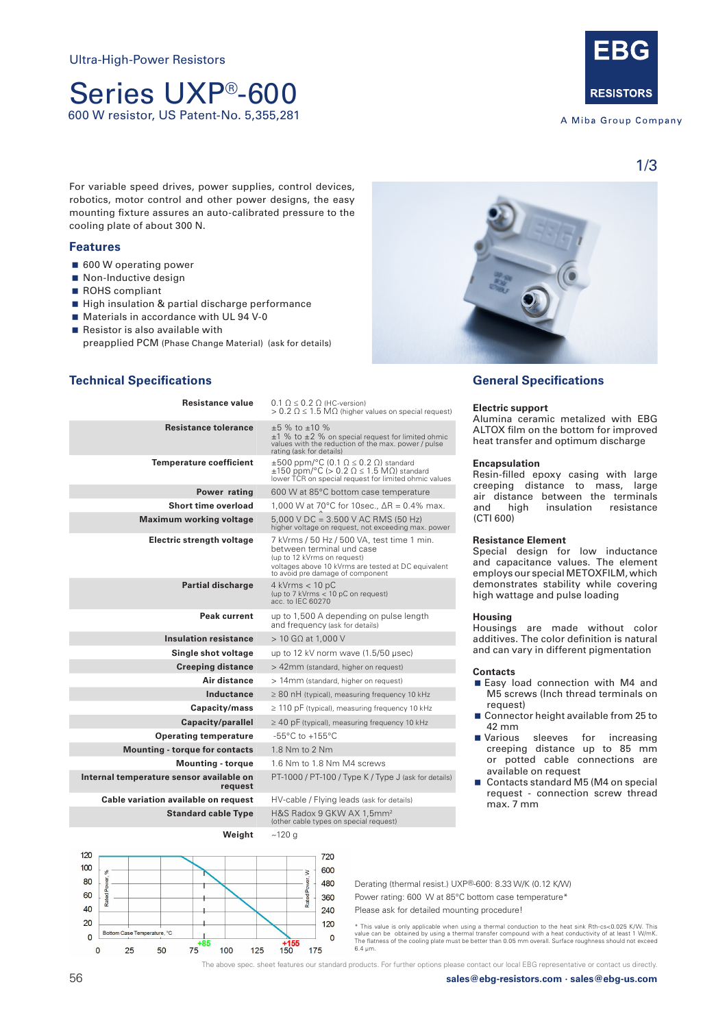Ultra-High-Power Resistors

# Series UXP®-600

600 W resistor, US Patent-No. 5,355,281

EBG RESISTORS

A Miba Group Company

For variable speed drives, power supplies, control devices, robotics, motor control and other power designs, the easy mounting fixture assures an auto-calibrated pressure to the cooling plate of about 300 N.

## Features

- 600 W operating power
- Non-Inductive design
- ROHS compliant
- High insulation & partial discharge performance
- Materials in accordance with UL 94 V-0
- Resistor is also available with preapplied PCM (Phase Change Material) (ask for details)

## Technical Specifications

| | |
|---|---|
| **Resistance value** | 0.1 Ω ≤ 0.2 Ω (HC-version)<br>> 0.2 Ω ≤ 1.5 MΩ (higher values on special request) |
| **Resistance tolerance** | ±5 % to ±10 %<br>±1 % to ±2 % on special request for limited ohmic values with the reduction of the max. power / pulse rating (ask for details) |
| **Temperature coefficient** | ±500 ppm/°C (0.1 Ω ≤ 0.2 Ω) standard<br>±150 ppm/°C (> 0.2 Ω ≤ 1.5 MΩ) standard<br>lower TCR on special request for limited ohmic values |
| **Power rating** | 600 W at 85°C bottom case temperature |
| **Short time overload** | 1,000 W at 70°C for 10sec., ΔR = 0.4% max. |
| **Maximum working voltage** | 5,000 V DC = 3.500 V AC RMS (50 Hz)<br>higher voltage on request, not exceeding max. power |
| **Electric strength voltage** | 7 kVrms / 50 Hz / 500 VA, test time 1 min. between terminal und case<br>(up to 12 kVrms on request)<br>voltages above 10 kVrms are tested at DC equivalent to avoid pre damage of component |
| **Partial discharge** | 4 kVrms < 10 pC<br>(up to 7 kVrms < 10 pC on request)<br>acc. to IEC 60270 |
| **Peak current** | up to 1,500 A depending on pulse length and frequency (ask for details) |
| **Insulation resistance** | > 10 GΩ at 1,000 V |
| **Single shot voltage** | up to 12 kV norm wave (1.5/50 µsec) |
| **Creeping distance** | > 42mm (standard, higher on request) |
| **Air distance** | > 14mm (standard, higher on request) |
| **Inductance** | ≥ 80 nH (typical), measuring frequency 10 kHz |
| **Capacity/mass** | ≥ 110 pF (typical), measuring frequency 10 kHz |
| **Capacity/parallel** | ≥ 40 pF (typical), measuring frequency 10 kHz |
| **Operating temperature** | -55°C to +155°C |
| **Mounting - torque for contacts** | 1.8 Nm to 2 Nm |
| **Mounting - torque** | 1.6 Nm to 1.8 Nm M4 screws |
| **Internal temperature sensor available on request** | PT-1000 / PT-100 / Type K / Type J (ask for details) |
| **Cable variation available on request** | HV-cable / Flying leads (ask for details) |
| **Standard cable Type** | H&S Radox 9 GKW AX 1,5mm²<br>(other cable types on special request) |
| **Weight** | ~120 g |

## General Specifications

**Electric support**
Alumina ceramic metalized with EBG ALTOX film on the bottom for improved heat transfer and optimum discharge

**Encapsulation**
Resin-filled epoxy casing with large creeping distance to mass, large air distance between the terminals and high insulation resistance (CTI 600)

**Resistance Element**
Special design for low inductance and capacitance values. The element employs our special METOXFILM, which demonstrates stability while covering high wattage and pulse loading

**Housing**
Housings are made without color additives. The color definition is natural and can vary in different pigmentation

**Contacts**

- Easy load connection with M4 and M5 screws (Inch thread terminals on request)
- Connector height available from 25 to 42 mm
- Various sleeves for increasing creeping distance up to 85 mm or potted cable connections are available on request
- Contacts standard M5 (M4 on special request - connection screw thread max. 7 mm

Derating (thermal resist.) UXP®-600: 8.33 W/K (0.12 K/W)

Power rating: 600 W at 85°C bottom case temperature*

Please ask for detailed mounting procedure!

\* This value is only applicable when using a thermal conduction to the heat sink Rth-cs<0.025 K/W. This value can be obtained by using a thermal transfer compound with a heat conductivity of at least 1 W/mK. The flatness of the cooling plate must be better than 0.05 mm overall. Surface roughness should not exceed 6.4 µm.

The above spec. sheet features our standard products. For further options please contact our local EBG representative or contact us directly.

sales@ebg-resistors.com · sales@ebg-us.com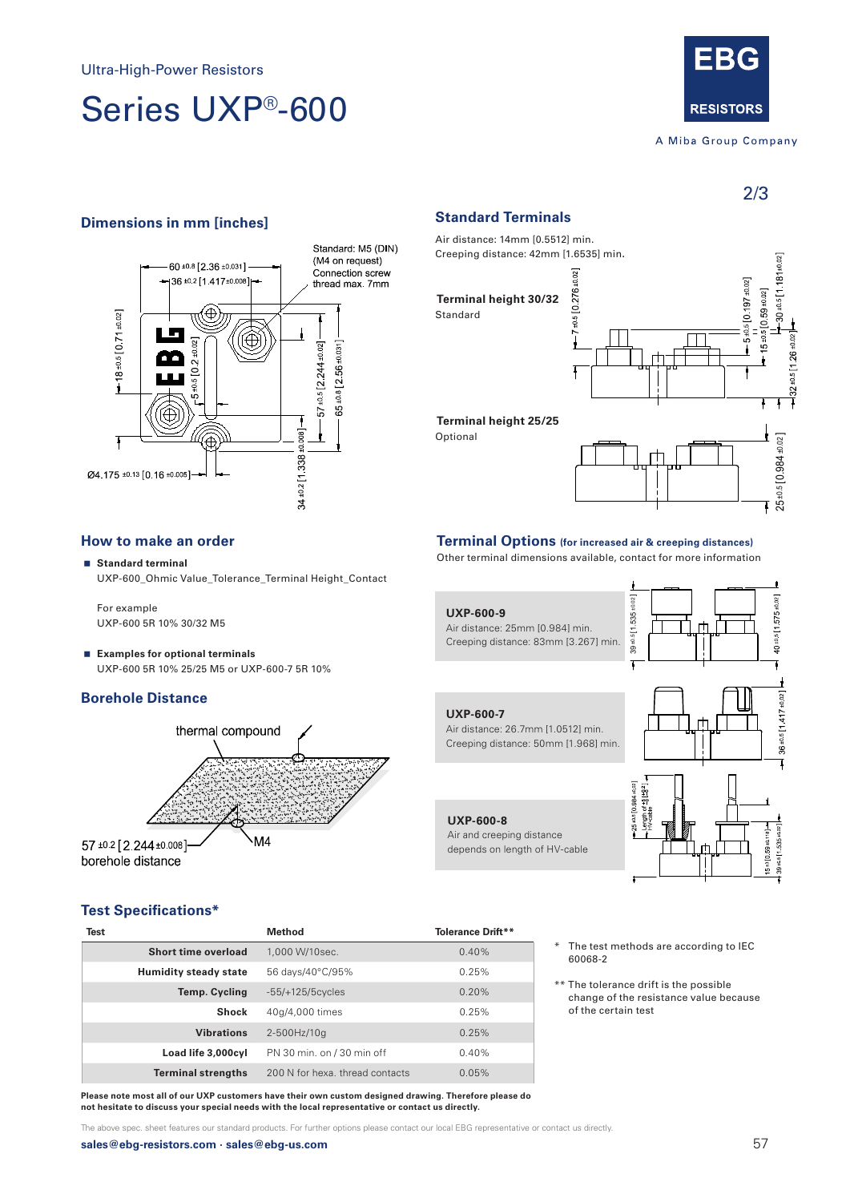Ultra-High-Power Resistors

# Series UXP®-600

## Dimensions in mm [inches]

Standard: M5 (DIN) (M4 on request) Connection screw thread max. 7mm

## Standard Terminals

Air distance: 14mm [0.5512] min.
Creeping distance: 42mm [1.6535] min.

**Terminal height 30/32**
Standard

**Terminal height 25/25**
Optional

## How to make an order

- **Standard terminal**
  UXP-600_Ohmic Value_Tolerance_Terminal Height_Contact

  For example
  UXP-600 5R 10% 30/32 M5

- **Examples for optional terminals**
  UXP-600 5R 10% 25/25 M5 or UXP-600-7 5R 10%

## Borehole Distance

thermal compound

M4

57 ±0.2 [2.244 ±0.008] borehole distance

## Terminal Options (for increased air & creeping distances)

Other terminal dimensions available, contact for more information

**UXP-600-9**
Air distance: 25mm [0.984] min.
Creeping distance: 83mm [3.267] min.

**UXP-600-7**
Air distance: 26.7mm [1.0512] min.
Creeping distance: 50mm [1.968] min.

**UXP-600-8**
Air and creeping distance depends on length of HV-cable

## Test Specifications*

| Test | Method | Tolerance Drift** |
|---|---|---|
| Short time overload | 1,000 W/10sec. | 0.40% |
| Humidity steady state | 56 days/40°C/95% | 0.25% |
| Temp. Cycling | -55/+125/5cycles | 0.20% |
| Shock | 40g/4,000 times | 0.25% |
| Vibrations | 2-500Hz/10g | 0.25% |
| Load life 3,000cyl | PN 30 min. on / 30 min off | 0.40% |
| Terminal strengths | 200 N for hexa. thread contacts | 0.05% |

\* The test methods are according to IEC 60068-2

\*\* The tolerance drift is the possible change of the resistance value because of the certain test

**Please note most all of our UXP customers have their own custom designed drawing. Therefore please do not hesitate to discuss your special needs with the local representative or contact us directly.**

The above spec. sheet features our standard products. For further options please contact our local EBG representative or contact us directly.

**sales@ebg-resistors.com · sales@ebg-us.com**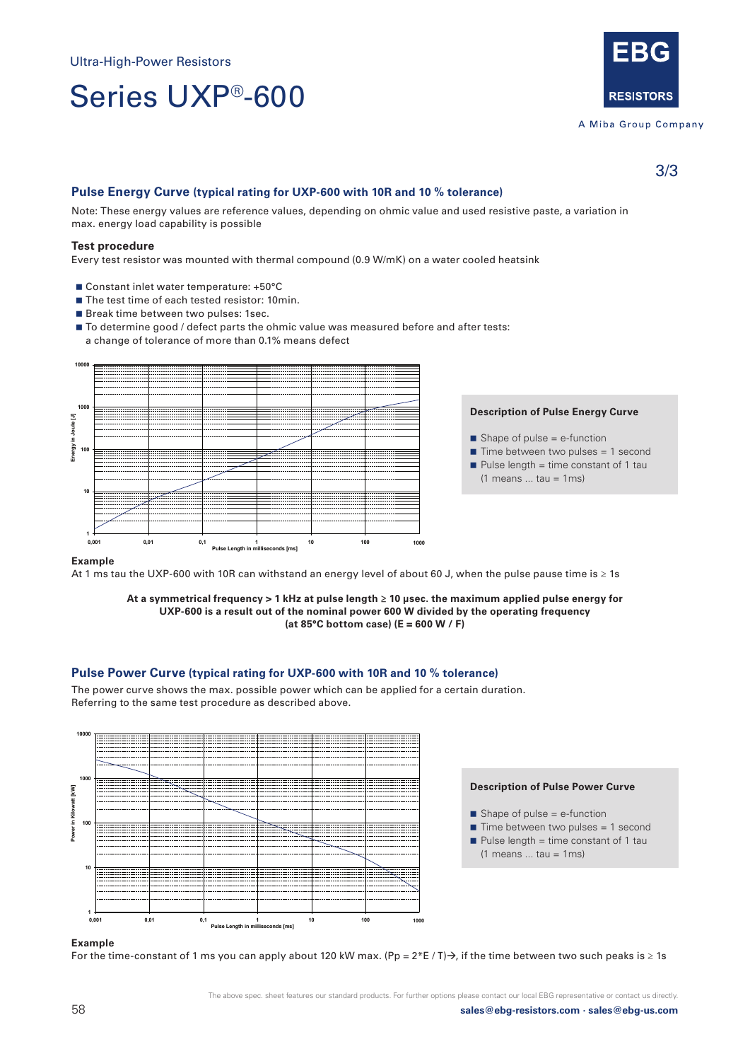Ultra-High-Power Resistors

# Series UXP®-600

EBG RESISTORS

A Miba Group Company

## Pulse Energy Curve (typical rating for UXP-600 with 10R and 10 % tolerance)

Note: These energy values are reference values, depending on ohmic value and used resistive paste, a variation in max. energy load capability is possible

### Test procedure

Every test resistor was mounted with thermal compound (0.9 W/mK) on a water cooled heatsink

- Constant inlet water temperature: +50°C
- The test time of each tested resistor: 10min.
- Break time between two pulses: 1sec.
- To determine good / defect parts the ohmic value was measured before and after tests: a change of tolerance of more than 0.1% means defect

Energy in Joule [J]

10000
1000
100
10
1

0,001
0,01
0,1
1
10
100
1000

Pulse Length in milliseconds [ms]

**Description of Pulse Energy Curve**

- Shape of pulse = e-function
- Time between two pulses = 1 second
- Pulse length = time constant of 1 tau (1 means ... tau = 1ms)

**Example**

At 1 ms tau the UXP-600 with 10R can withstand an energy level of about 60 J, when the pulse pause time is ≥ 1s

**At a symmetrical frequency > 1 kHz at pulse length ≥ 10 µsec. the maximum applied pulse energy for UXP-600 is a result out of the nominal power 600 W divided by the operating frequency (at 85°C bottom case) (E = 600 W / F)**

## Pulse Power Curve (typical rating for UXP-600 with 10R and 10 % tolerance)

The power curve shows the max. possible power which can be applied for a certain duration.
Referring to the same test procedure as described above.

Power in Kilowatt [kW]

10000
1000
100
10
1

0,001
0,01
0,1
1
10
100
1000

Pulse Length in milliseconds [ms]

**Description of Pulse Power Curve**

- Shape of pulse = e-function
- Time between two pulses = 1 second
- Pulse length = time constant of 1 tau (1 means ... tau = 1ms)

**Example**

For the time-constant of 1 ms you can apply about 120 kW max. (Pp = 2*E / T)→, if the time between two such peaks is ≥ 1s

The above spec. sheet features our standard products. For further options please contact our local EBG representative or contact us directly.

sales@ebg-resistors.com · sales@ebg-us.com